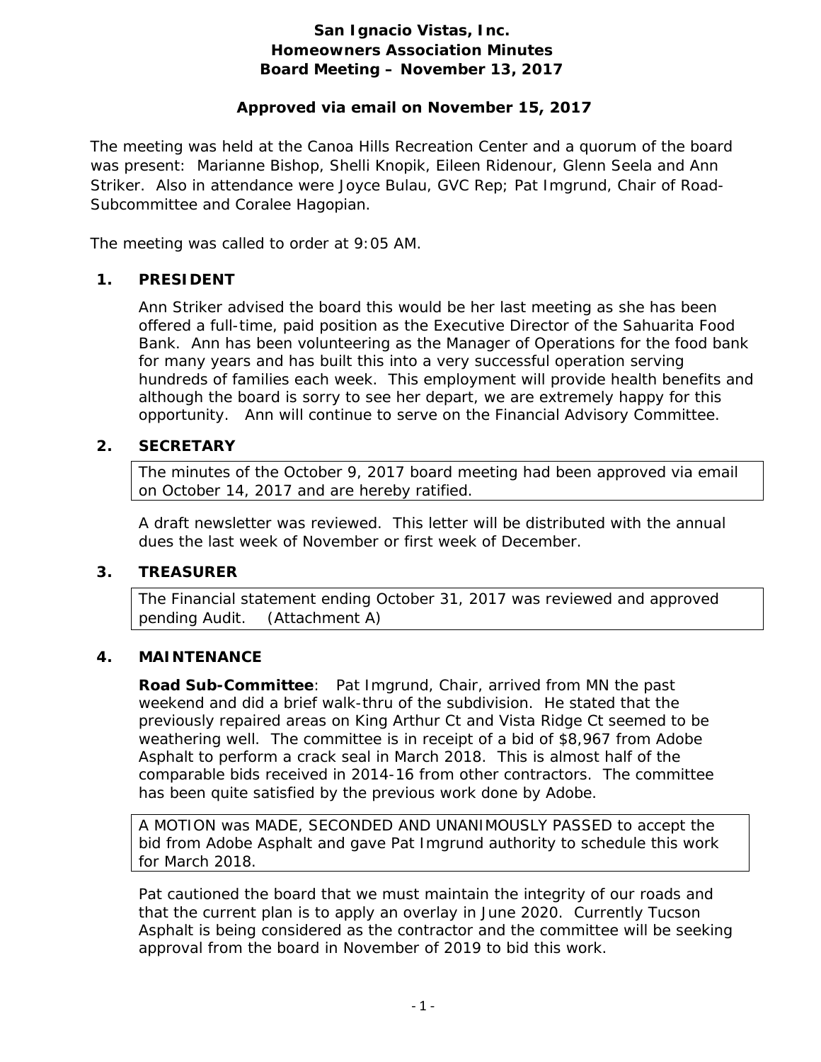# San Ignacio Vistas, Inc.
# Homeowners Association Minutes
# Board Meeting – November 13, 2017

**Approved via email on November 15, 2017**

The meeting was held at the Canoa Hills Recreation Center and a quorum of the board was present: Marianne Bishop, Shelli Knopik, Eileen Ridenour, Glenn Seela and Ann Striker. Also in attendance were Joyce Bulau, GVC Rep; Pat Imgrund, Chair of Road-Subcommittee and Coralee Hagopian.

The meeting was called to order at 9:05 AM.

## 1. PRESIDENT

Ann Striker advised the board this would be her last meeting as she has been offered a full-time, paid position as the Executive Director of the Sahuarita Food Bank. Ann has been volunteering as the Manager of Operations for the food bank for many years and has built this into a very successful operation serving hundreds of families each week. This employment will provide health benefits and although the board is sorry to see her depart, we are extremely happy for this opportunity. Ann will continue to serve on the Financial Advisory Committee.

## 2. SECRETARY

The minutes of the October 9, 2017 board meeting had been approved via email on October 14, 2017 and are hereby ratified.

A draft newsletter was reviewed. This letter will be distributed with the annual dues the last week of November or first week of December.

## 3. TREASURER

The Financial statement ending October 31, 2017 was reviewed and approved pending Audit. (Attachment A)

## 4. MAINTENANCE

**Road Sub-Committee**: Pat Imgrund, Chair, arrived from MN the past weekend and did a brief walk-thru of the subdivision. He stated that the previously repaired areas on King Arthur Ct and Vista Ridge Ct seemed to be weathering well. The committee is in receipt of a bid of $8,967 from Adobe Asphalt to perform a crack seal in March 2018. This is almost half of the comparable bids received in 2014-16 from other contractors. The committee has been quite satisfied by the previous work done by Adobe.

A MOTION was MADE, SECONDED AND UNANIMOUSLY PASSED to accept the bid from Adobe Asphalt and gave Pat Imgrund authority to schedule this work for March 2018.

Pat cautioned the board that we must maintain the integrity of our roads and that the current plan is to apply an overlay in June 2020. Currently Tucson Asphalt is being considered as the contractor and the committee will be seeking approval from the board in November of 2019 to bid this work.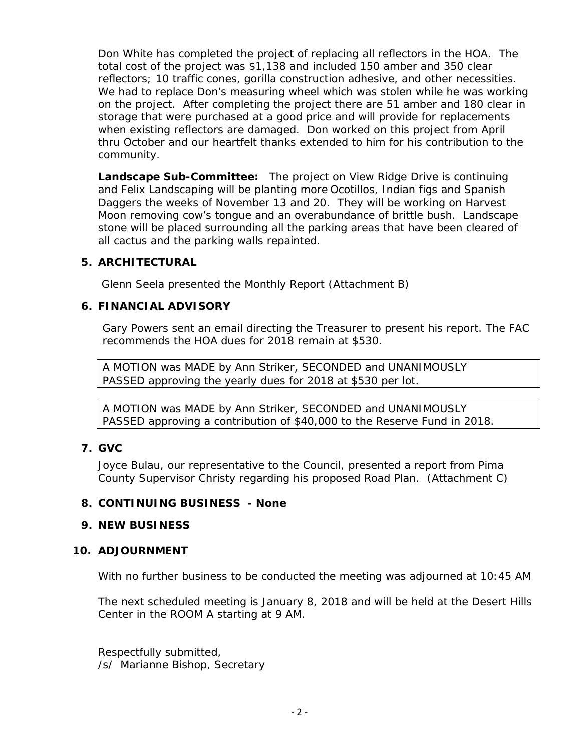Don White has completed the project of replacing all reflectors in the HOA. The total cost of the project was $1,138 and included 150 amber and 350 clear reflectors; 10 traffic cones, gorilla construction adhesive, and other necessities. We had to replace Don's measuring wheel which was stolen while he was working on the project. After completing the project there are 51 amber and 180 clear in storage that were purchased at a good price and will provide for replacements when existing reflectors are damaged. Don worked on this project from April thru October and our heartfelt thanks extended to him for his contribution to the community.

**Landscape Sub-Committee:** The project on View Ridge Drive is continuing and Felix Landscaping will be planting more Ocotillos, Indian figs and Spanish Daggers the weeks of November 13 and 20. They will be working on Harvest Moon removing cow's tongue and an overabundance of brittle bush. Landscape stone will be placed surrounding all the parking areas that have been cleared of all cactus and the parking walls repainted.

## 5. ARCHITECTURAL

Glenn Seela presented the Monthly Report (Attachment B)

## 6. FINANCIAL ADVISORY

Gary Powers sent an email directing the Treasurer to present his report. The FAC recommends the HOA dues for 2018 remain at $530.

A MOTION was MADE by Ann Striker, SECONDED and UNANIMOUSLY PASSED approving the yearly dues for 2018 at $530 per lot.

A MOTION was MADE by Ann Striker, SECONDED and UNANIMOUSLY PASSED approving a contribution of $40,000 to the Reserve Fund in 2018.

## 7. GVC

Joyce Bulau, our representative to the Council, presented a report from Pima County Supervisor Christy regarding his proposed Road Plan. (Attachment C)

## 8. CONTINUING BUSINESS - None

## 9. NEW BUSINESS

## 10. ADJOURNMENT

With no further business to be conducted the meeting was adjourned at 10:45 AM

The next scheduled meeting is January 8, 2018 and will be held at the Desert Hills Center in the ROOM A starting at 9 AM.

Respectfully submitted,
/s/ Marianne Bishop, Secretary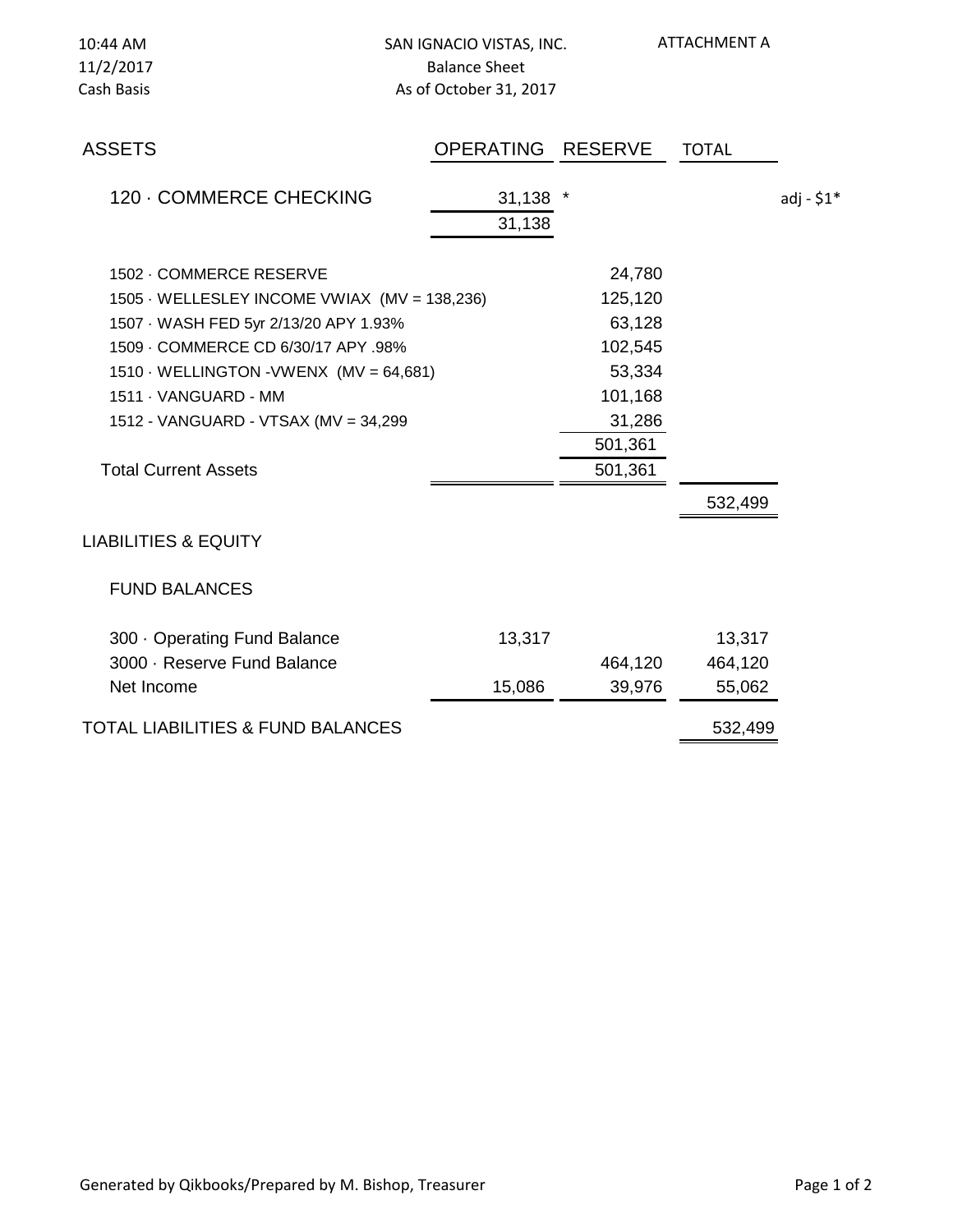10:44 AM
11/2/2017
Cash Basis

# SAN IGNACIO VISTAS, INC.
## Balance Sheet
### As of October 31, 2017

ATTACHMENT A

| ASSETS | OPERATING | RESERVE | TOTAL | |
|---|---|---|---|---|
| 120 · COMMERCE CHECKING | 31,138 * | | | adj - $1* |
| | 31,138 | | | |
| 1502 · COMMERCE RESERVE | | 24,780 | | |
| 1505 · WELLESLEY INCOME VWIAX (MV = 138,236) | | 125,120 | | |
| 1507 · WASH FED 5yr 2/13/20 APY 1.93% | | 63,128 | | |
| 1509 · COMMERCE CD 6/30/17 APY .98% | | 102,545 | | |
| 1510 · WELLINGTON -VWENX (MV = 64,681) | | 53,334 | | |
| 1511 · VANGUARD - MM | | 101,168 | | |
| 1512 - VANGUARD - VTSAX (MV = 34,299 | | 31,286 | | |
| | | 501,361 | | |
| Total Current Assets | | 501,361 | | |
| | | | 532,499 | |
| **LIABILITIES & EQUITY** | | | | |
| FUND BALANCES | | | | |
| 300 · Operating Fund Balance | 13,317 | | 13,317 | |
| 3000 · Reserve Fund Balance | | 464,120 | 464,120 | |
| Net Income | 15,086 | 39,976 | 55,062 | |
| TOTAL LIABILITIES & FUND BALANCES | | | 532,499 | |

Generated by Qikbooks/Prepared by M. Bishop, Treasurer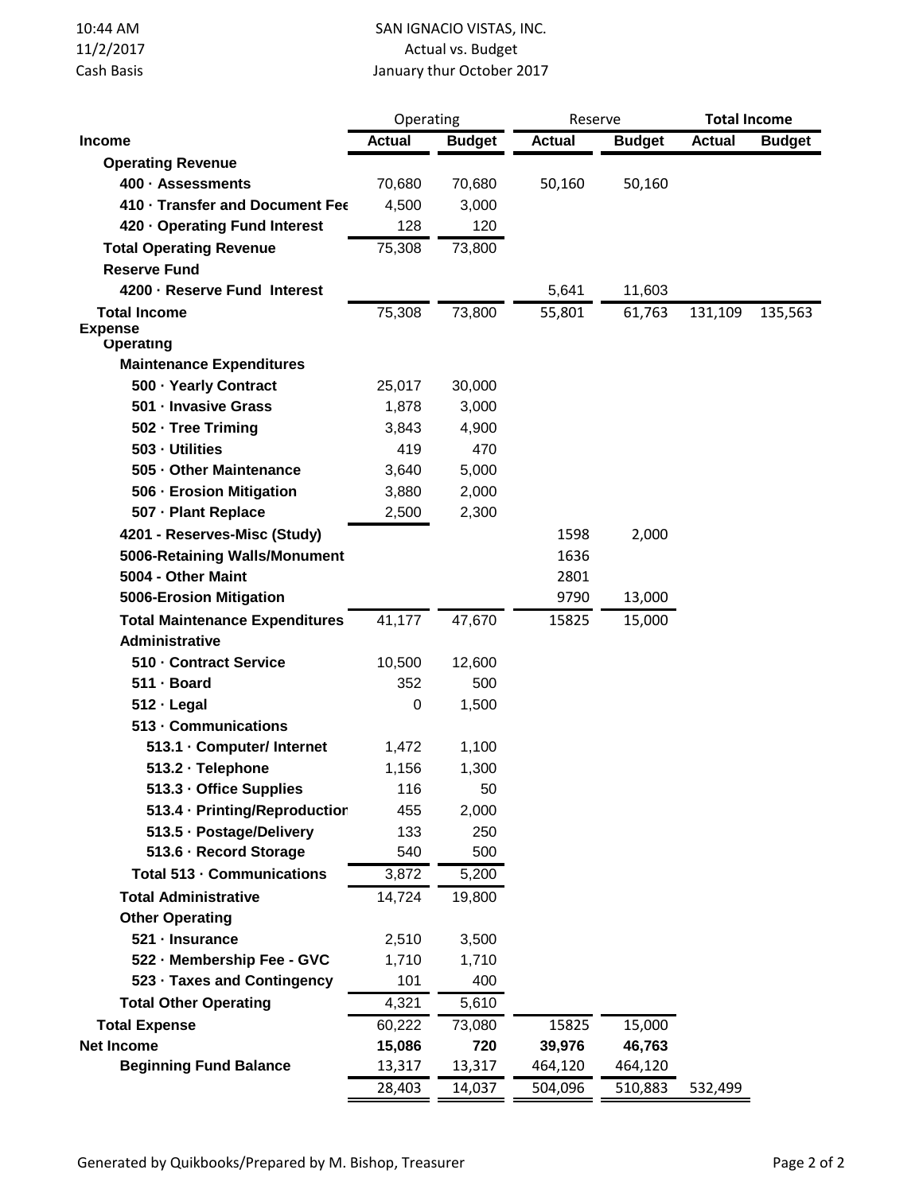10:44 AM
11/2/2017
Cash Basis

# SAN IGNACIO VISTAS, INC.
## Actual vs. Budget
### January thur October 2017

| | Operating | | Reserve | | Total Income | |
|---|---|---|---|---|---|---|
| **Income** | **Actual** | **Budget** | **Actual** | **Budget** | **Actual** | **Budget** |
| **Operating Revenue** | | | | | | |
| **400 · Assessments** | 70,680 | 70,680 | 50,160 | 50,160 | | |
| **410 · Transfer and Document Fee** | 4,500 | 3,000 | | | | |
| **420 · Operating Fund Interest** | 128 | 120 | | | | |
| **Total Operating Revenue** | 75,308 | 73,800 | | | | |
| **Reserve Fund** | | | | | | |
| **4200 · Reserve Fund Interest** | | | 5,641 | 11,603 | | |
| **Total Income** | 75,308 | 73,800 | 55,801 | 61,763 | 131,109 | 135,563 |
| **Expense** | | | | | | |
| **Operating** | | | | | | |
| **Maintenance Expenditures** | | | | | | |
| **500 · Yearly Contract** | 25,017 | 30,000 | | | | |
| **501 · Invasive Grass** | 1,878 | 3,000 | | | | |
| **502 · Tree Triming** | 3,843 | 4,900 | | | | |
| **503 · Utilities** | 419 | 470 | | | | |
| **505 · Other Maintenance** | 3,640 | 5,000 | | | | |
| **506 · Erosion Mitigation** | 3,880 | 2,000 | | | | |
| **507 · Plant Replace** | 2,500 | 2,300 | | | | |
| **4201 - Reserves-Misc (Study)** | | | 1598 | 2,000 | | |
| **5006-Retaining Walls/Monument** | | | 1636 | | | |
| **5004 - Other Maint** | | | 2801 | | | |
| **5006-Erosion Mitigation** | | | 9790 | 13,000 | | |
| **Total Maintenance Expenditures** | 41,177 | 47,670 | 15825 | 15,000 | | |
| **Administrative** | | | | | | |
| **510 · Contract Service** | 10,500 | 12,600 | | | | |
| **511 · Board** | 352 | 500 | | | | |
| **512 · Legal** | 0 | 1,500 | | | | |
| **513 · Communications** | | | | | | |
| **513.1 · Computer/ Internet** | 1,472 | 1,100 | | | | |
| **513.2 · Telephone** | 1,156 | 1,300 | | | | |
| **513.3 · Office Supplies** | 116 | 50 | | | | |
| **513.4 · Printing/Reproduction** | 455 | 2,000 | | | | |
| **513.5 · Postage/Delivery** | 133 | 250 | | | | |
| **513.6 · Record Storage** | 540 | 500 | | | | |
| **Total 513 · Communications** | 3,872 | 5,200 | | | | |
| **Total Administrative** | 14,724 | 19,800 | | | | |
| **Other Operating** | | | | | | |
| **521 · Insurance** | 2,510 | 3,500 | | | | |
| **522 · Membership Fee - GVC** | 1,710 | 1,710 | | | | |
| **523 · Taxes and Contingency** | 101 | 400 | | | | |
| **Total Other Operating** | 4,321 | 5,610 | | | | |
| **Total Expense** | 60,222 | 73,080 | 15825 | 15,000 | | |
| **Net Income** | **15,086** | **720** | **39,976** | **46,763** | | |
| **Beginning Fund Balance** | 13,317 | 13,317 | 464,120 | 464,120 | | |
| | 28,403 | 14,037 | 504,096 | 510,883 | 532,499 | |

Generated by Quikbooks/Prepared by M. Bishop, Treasurer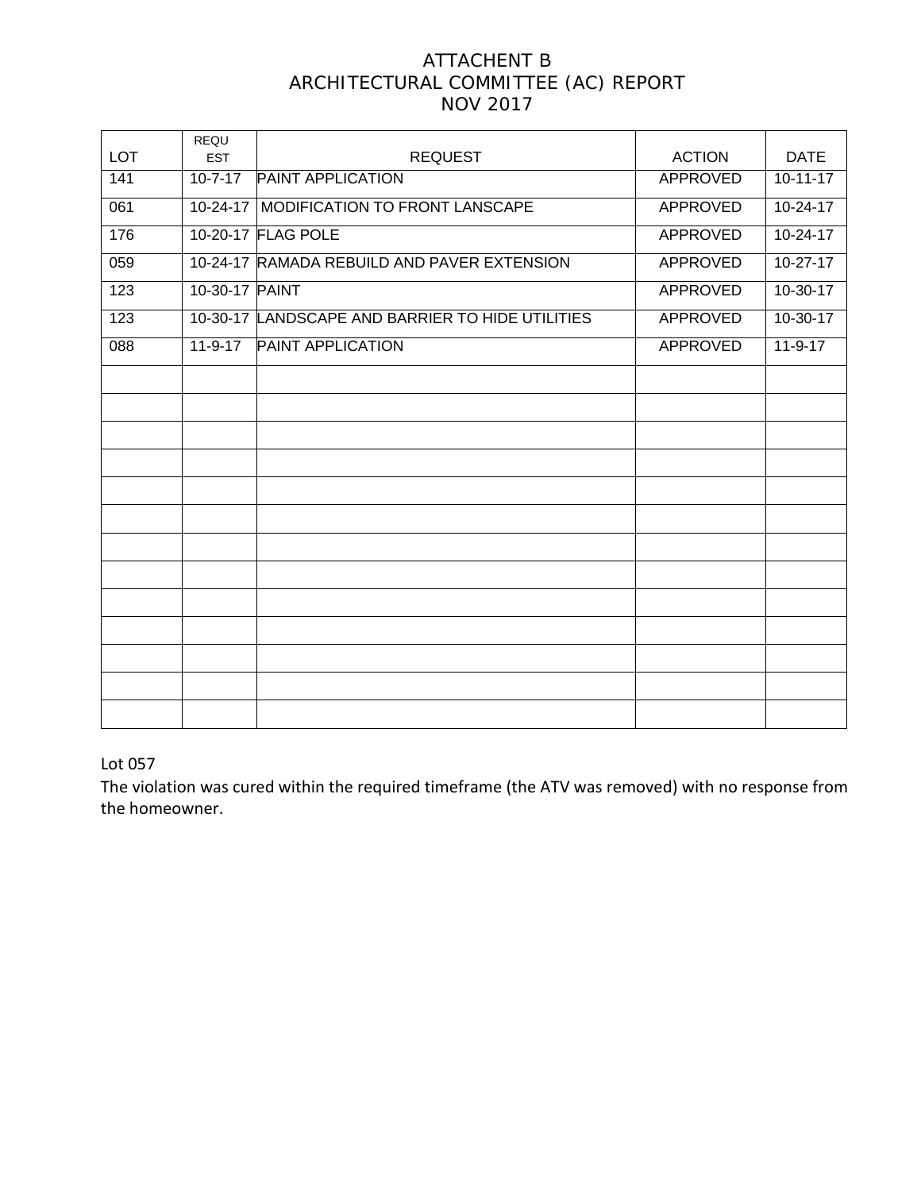# ATTACHENT B
# ARCHITECTURAL COMMITTEE (AC) REPORT
# NOV 2017

| LOT | REQUEST | REQUEST | ACTION | DATE |
|---|---|---|---|---|
| 141 | 10-7-17 | PAINT APPLICATION | APPROVED | 10-11-17 |
| 061 | 10-24-17 | MODIFICATION TO FRONT LANSCAPE | APPROVED | 10-24-17 |
| 176 | 10-20-17 | FLAG POLE | APPROVED | 10-24-17 |
| 059 | 10-24-17 | RAMADA REBUILD AND PAVER EXTENSION | APPROVED | 10-27-17 |
| 123 | 10-30-17 | PAINT | APPROVED | 10-30-17 |
| 123 | 10-30-17 | LANDSCAPE AND BARRIER TO HIDE UTILITIES | APPROVED | 10-30-17 |
| 088 | 11-9-17 | PAINT APPLICATION | APPROVED | 11-9-17 |
| | | | | |
| | | | | |
| | | | | |
| | | | | |
| | | | | |
| | | | | |
| | | | | |
| | | | | |
| | | | | |
| | | | | |
| | | | | |
| | | | | |
| | | | | |

Lot 057

The violation was cured within the required timeframe (the ATV was removed) with no response from the homeowner.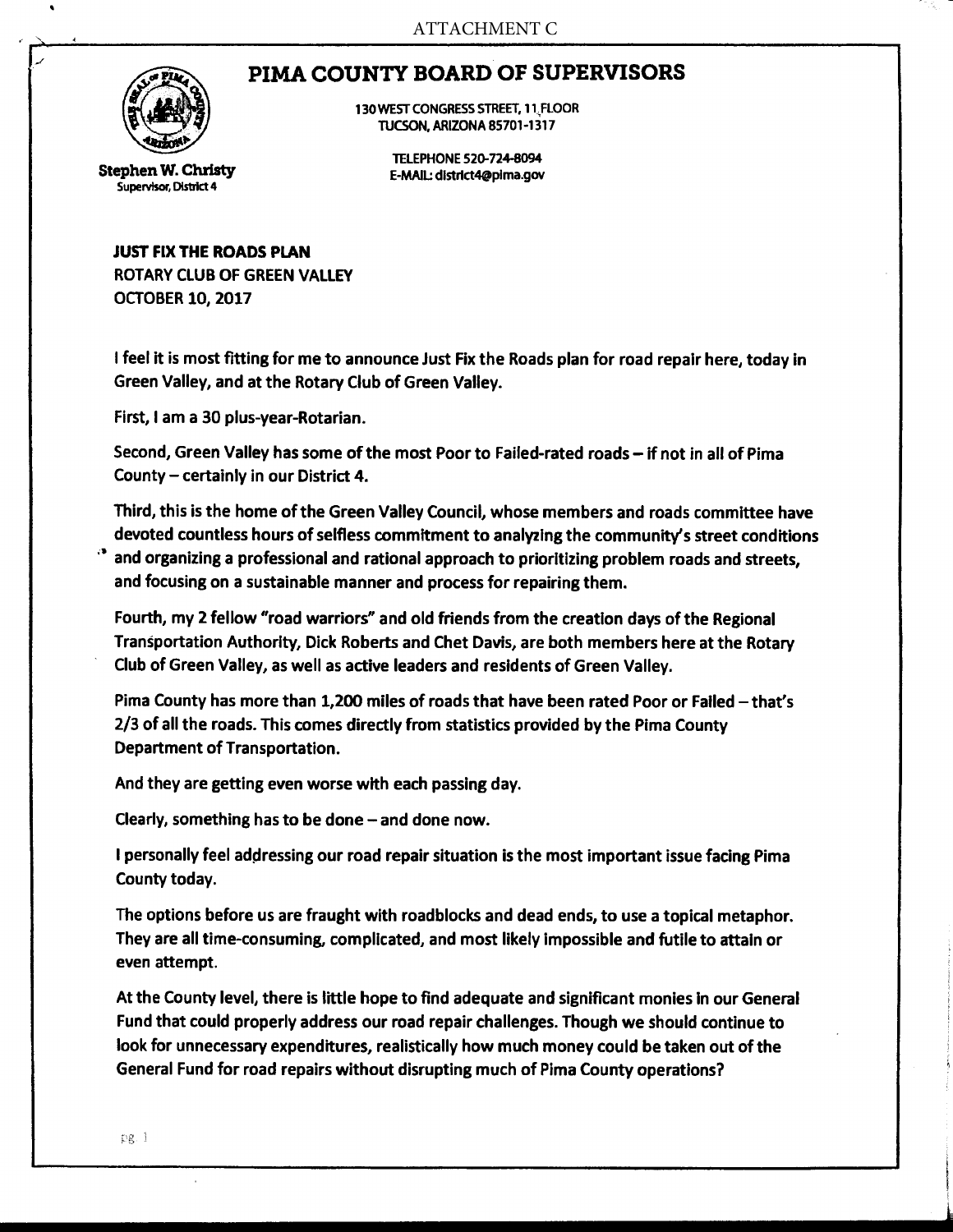ATTACHMENT C

# PIMA COUNTY BOARD OF SUPERVISORS

130 WEST CONGRESS STREET, 11 FLOOR
TUCSON, ARIZONA 85701-1317

TELEPHONE 520-724-8094
E-MAIL: district4@pima.gov

**Stephen W. Christy**
Supervisor, District 4

**JUST FIX THE ROADS PLAN**
**ROTARY CLUB OF GREEN VALLEY**
**OCTOBER 10, 2017**

I feel it is most fitting for me to announce Just Fix the Roads plan for road repair here, today in Green Valley, and at the Rotary Club of Green Valley.

First, I am a 30 plus-year-Rotarian.

Second, Green Valley has some of the most Poor to Failed-rated roads – if not in all of Pima County – certainly in our District 4.

Third, this is the home of the Green Valley Council, whose members and roads committee have devoted countless hours of selfless commitment to analyzing the community's street conditions and organizing a professional and rational approach to prioritizing problem roads and streets, and focusing on a sustainable manner and process for repairing them.

Fourth, my 2 fellow "road warriors" and old friends from the creation days of the Regional Transportation Authority, Dick Roberts and Chet Davis, are both members here at the Rotary Club of Green Valley, as well as active leaders and residents of Green Valley.

Pima County has more than 1,200 miles of roads that have been rated Poor or Failed – that's 2/3 of all the roads. This comes directly from statistics provided by the Pima County Department of Transportation.

And they are getting even worse with each passing day.

Clearly, something has to be done – and done now.

I personally feel addressing our road repair situation is the most important issue facing Pima County today.

The options before us are fraught with roadblocks and dead ends, to use a topical metaphor. They are all time-consuming, complicated, and most likely impossible and futile to attain or even attempt.

At the County level, there is little hope to find adequate and significant monies in our General Fund that could properly address our road repair challenges. Though we should continue to look for unnecessary expenditures, realistically how much money could be taken out of the General Fund for road repairs without disrupting much of Pima County operations?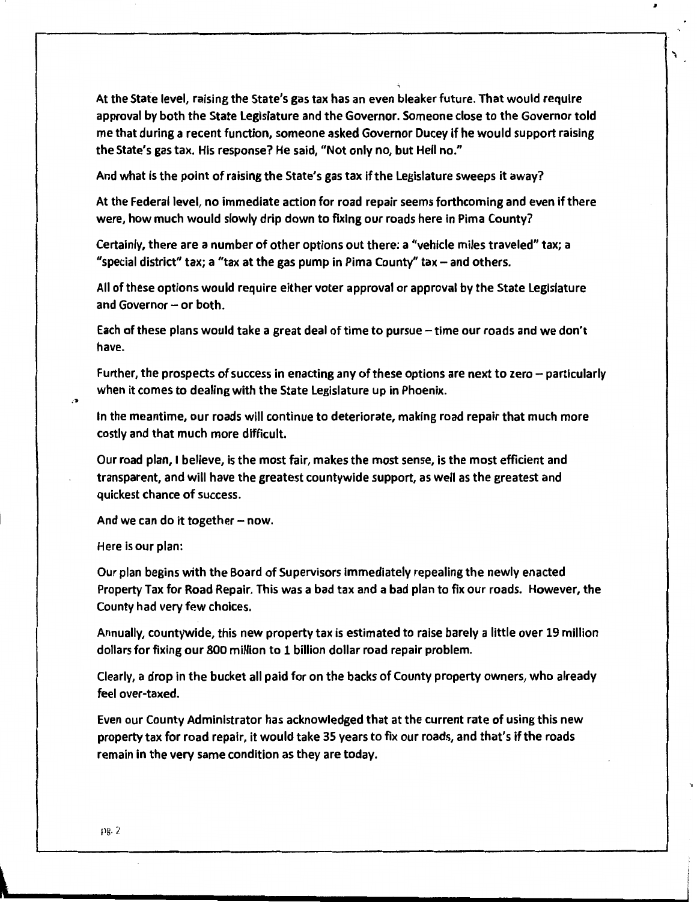At the State level, raising the State's gas tax has an even bleaker future. That would require approval by both the State Legislature and the Governor. Someone close to the Governor told me that during a recent function, someone asked Governor Ducey if he would support raising the State's gas tax. His response? He said, "Not only no, but Hell no."

And what is the point of raising the State's gas tax if the Legislature sweeps it away?

At the Federal level, no immediate action for road repair seems forthcoming and even if there were, how much would slowly drip down to fixing our roads here in Pima County?

Certainly, there are a number of other options out there: a "vehicle miles traveled" tax; a "special district" tax; a "tax at the gas pump in Pima County" tax – and others.

All of these options would require either voter approval or approval by the State Legislature and Governor – or both.

Each of these plans would take a great deal of time to pursue – time our roads and we don't have.

Further, the prospects of success in enacting any of these options are next to zero – particularly when it comes to dealing with the State Legislature up in Phoenix.

In the meantime, our roads will continue to deteriorate, making road repair that much more costly and that much more difficult.

Our road plan, I believe, is the most fair, makes the most sense, is the most efficient and transparent, and will have the greatest countywide support, as well as the greatest and quickest chance of success.

And we can do it together – now.

Here is our plan:

Our plan begins with the Board of Supervisors immediately repealing the newly enacted Property Tax for Road Repair. This was a bad tax and a bad plan to fix our roads. However, the County had very few choices.

Annually, countywide, this new property tax is estimated to raise barely a little over 19 million dollars for fixing our 800 million to 1 billion dollar road repair problem.

Clearly, a drop in the bucket all paid for on the backs of County property owners, who already feel over-taxed.

Even our County Administrator has acknowledged that at the current rate of using this new property tax for road repair, it would take 35 years to fix our roads, and that's if the roads remain in the very same condition as they are today.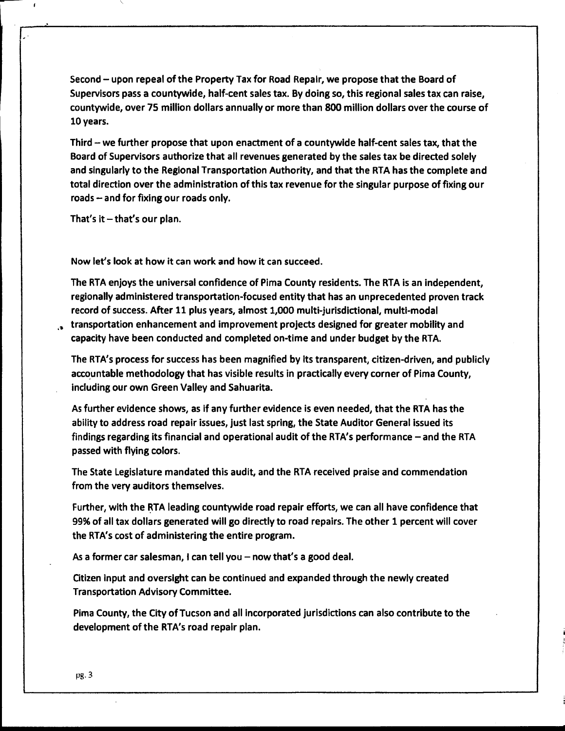Second – upon repeal of the Property Tax for Road Repair, we propose that the Board of Supervisors pass a countywide, half-cent sales tax. By doing so, this regional sales tax can raise, countywide, over 75 million dollars annually or more than 800 million dollars over the course of 10 years.

Third – we further propose that upon enactment of a countywide half-cent sales tax, that the Board of Supervisors authorize that all revenues generated by the sales tax be directed solely and singularly to the Regional Transportation Authority, and that the RTA has the complete and total direction over the administration of this tax revenue for the singular purpose of fixing our roads – and for fixing our roads only.

That's it – that's our plan.

Now let's look at how it can work and how it can succeed.

The RTA enjoys the universal confidence of Pima County residents. The RTA is an independent, regionally administered transportation-focused entity that has an unprecedented proven track record of success. After 11 plus years, almost 1,000 multi-jurisdictional, multi-modal transportation enhancement and improvement projects designed for greater mobility and capacity have been conducted and completed on-time and under budget by the RTA.

The RTA's process for success has been magnified by its transparent, citizen-driven, and publicly accountable methodology that has visible results in practically every corner of Pima County, including our own Green Valley and Sahuarita.

As further evidence shows, as if any further evidence is even needed, that the RTA has the ability to address road repair issues, just last spring, the State Auditor General issued its findings regarding its financial and operational audit of the RTA's performance – and the RTA passed with flying colors.

The State Legislature mandated this audit, and the RTA received praise and commendation from the very auditors themselves.

Further, with the RTA leading countywide road repair efforts, we can all have confidence that 99% of all tax dollars generated will go directly to road repairs. The other 1 percent will cover the RTA's cost of administering the entire program.

As a former car salesman, I can tell you – now that's a good deal.

Citizen input and oversight can be continued and expanded through the newly created Transportation Advisory Committee.

Pima County, the City of Tucson and all incorporated jurisdictions can also contribute to the development of the RTA's road repair plan.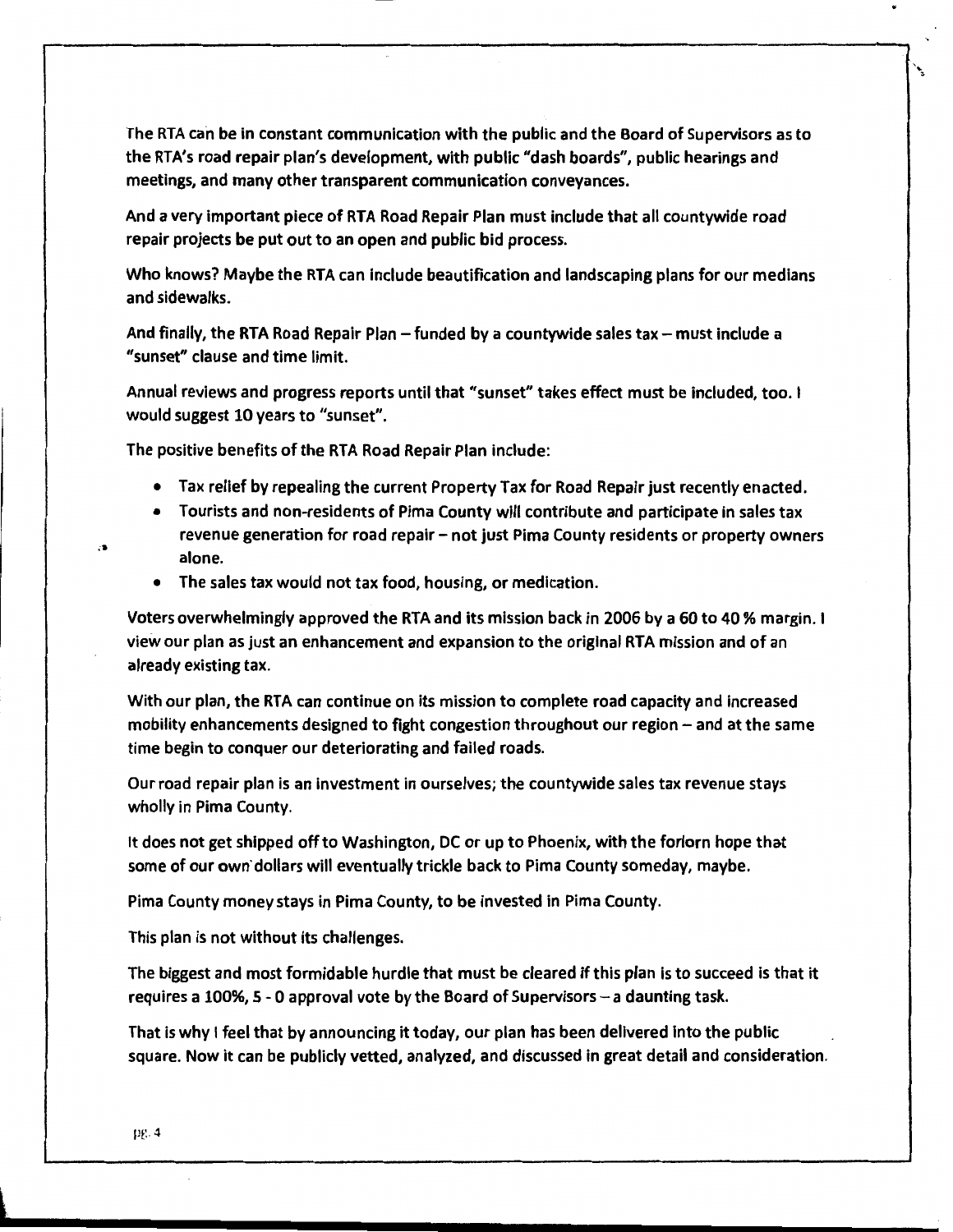The RTA can be in constant communication with the public and the Board of Supervisors as to the RTA's road repair plan's development, with public "dash boards", public hearings and meetings, and many other transparent communication conveyances.

And a very important piece of RTA Road Repair Plan must include that all countywide road repair projects be put out to an open and public bid process.

Who knows? Maybe the RTA can include beautification and landscaping plans for our medians and sidewalks.

And finally, the RTA Road Repair Plan – funded by a countywide sales tax – must include a "sunset" clause and time limit.

Annual reviews and progress reports until that "sunset" takes effect must be included, too. I would suggest 10 years to "sunset".

The positive benefits of the RTA Road Repair Plan include:

- Tax relief by repealing the current Property Tax for Road Repair just recently enacted.
- Tourists and non-residents of Pima County will contribute and participate in sales tax revenue generation for road repair – not just Pima County residents or property owners alone.
- The sales tax would not tax food, housing, or medication.

Voters overwhelmingly approved the RTA and its mission back in 2006 by a 60 to 40 % margin. I view our plan as just an enhancement and expansion to the original RTA mission and of an already existing tax.

With our plan, the RTA can continue on its mission to complete road capacity and increased mobility enhancements designed to fight congestion throughout our region – and at the same time begin to conquer our deteriorating and failed roads.

Our road repair plan is an investment in ourselves; the countywide sales tax revenue stays wholly in Pima County.

It does not get shipped off to Washington, DC or up to Phoenix, with the forlorn hope that some of our own dollars will eventually trickle back to Pima County someday, maybe.

Pima County money stays in Pima County, to be invested in Pima County.

This plan is not without its challenges.

The biggest and most formidable hurdle that must be cleared if this plan is to succeed is that it requires a 100%, 5 - 0 approval vote by the Board of Supervisors – a daunting task.

That is why I feel that by announcing it today, our plan has been delivered into the public square. Now it can be publicly vetted, analyzed, and discussed in great detail and consideration.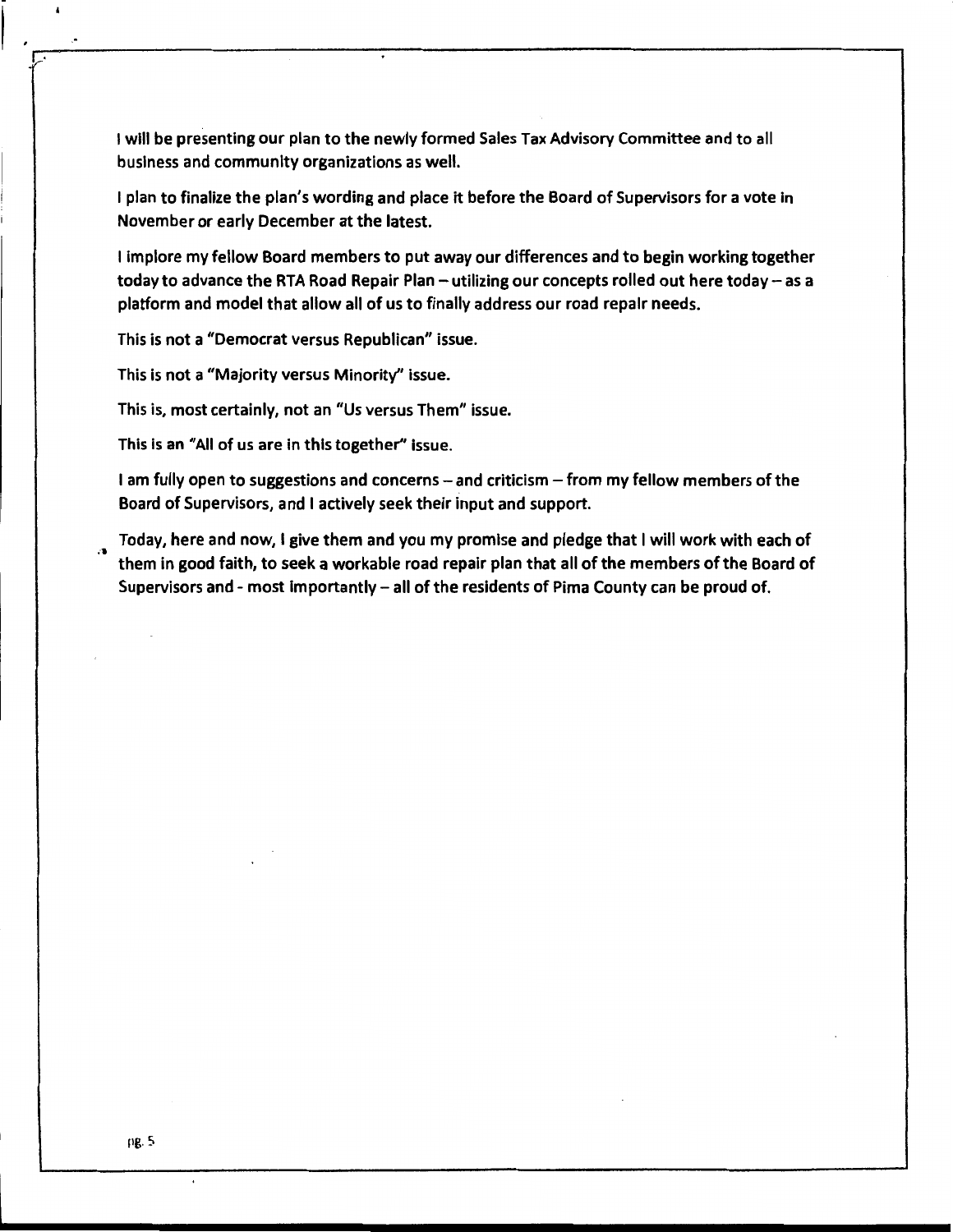I will be presenting our plan to the newly formed Sales Tax Advisory Committee and to all business and community organizations as well.

I plan to finalize the plan's wording and place it before the Board of Supervisors for a vote in November or early December at the latest.

I implore my fellow Board members to put away our differences and to begin working together today to advance the RTA Road Repair Plan – utilizing our concepts rolled out here today – as a platform and model that allow all of us to finally address our road repair needs.

This is not a "Democrat versus Republican" issue.

This is not a "Majority versus Minority" issue.

This is, most certainly, not an "Us versus Them" issue.

This is an "All of us are in this together" issue.

I am fully open to suggestions and concerns – and criticism – from my fellow members of the Board of Supervisors, and I actively seek their input and support.

Today, here and now, I give them and you my promise and pledge that I will work with each of them in good faith, to seek a workable road repair plan that all of the members of the Board of Supervisors and - most importantly – all of the residents of Pima County can be proud of.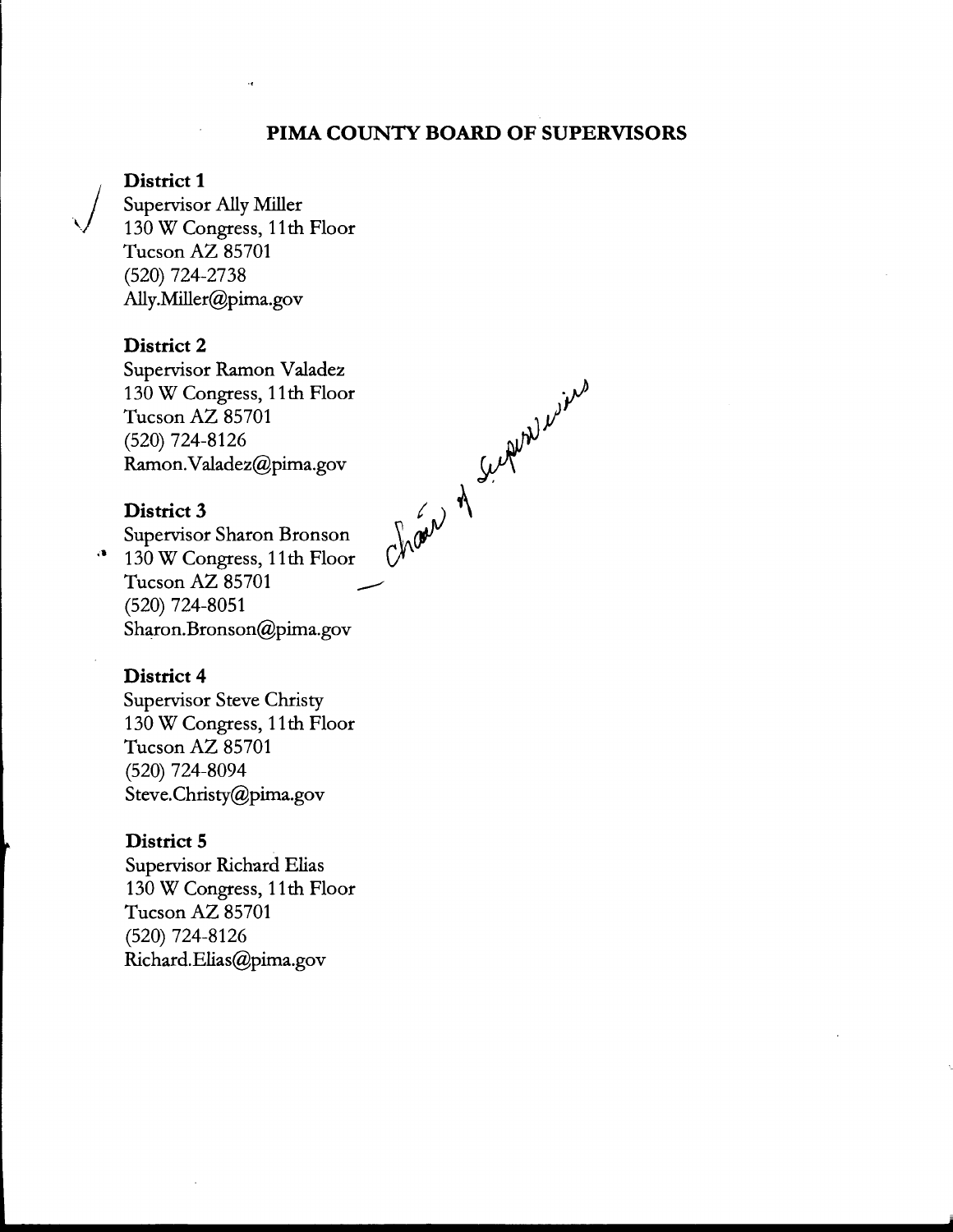# PIMA COUNTY BOARD OF SUPERVISORS

**District 1**
Supervisor Ally Miller
130 W Congress, 11th Floor
Tucson AZ 85701
(520) 724-2738
Ally.Miller@pima.gov

**District 2**
Supervisor Ramon Valadez
130 W Congress, 11th Floor
Tucson AZ 85701
(520) 724-8126
Ramon.Valadez@pima.gov

**District 3**
Supervisor Sharon Bronson
130 W Congress, 11th Floor
Tucson AZ 85701
(520) 724-8051
Sharon.Bronson@pima.gov

Chair of Supervisors

**District 4**
Supervisor Steve Christy
130 W Congress, 11th Floor
Tucson AZ 85701
(520) 724-8094
Steve.Christy@pima.gov

**District 5**
Supervisor Richard Elias
130 W Congress, 11th Floor
Tucson AZ 85701
(520) 724-8126
Richard.Elias@pima.gov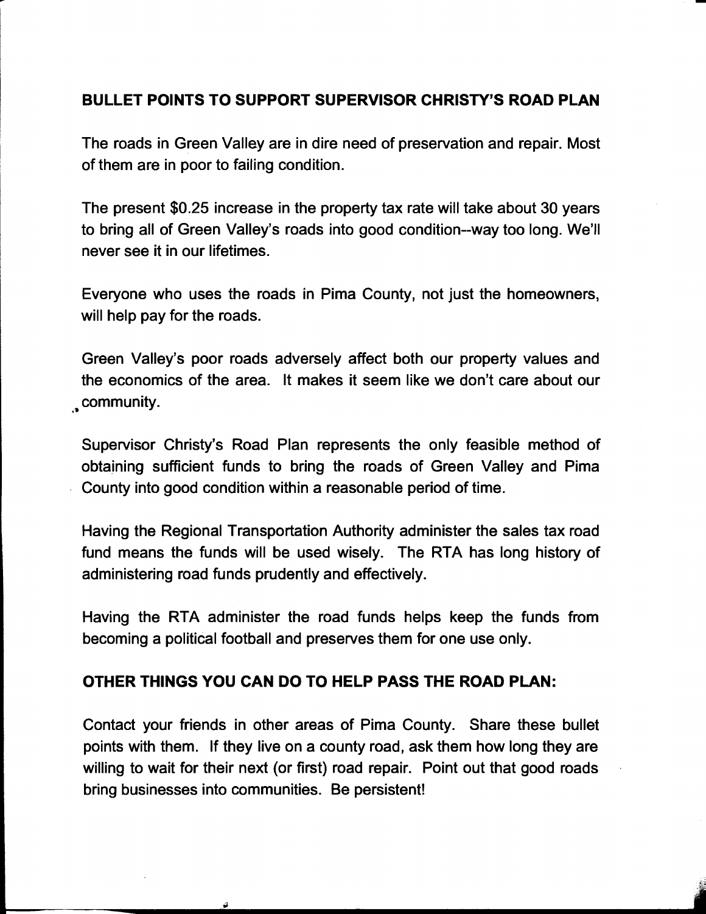## BULLET POINTS TO SUPPORT SUPERVISOR CHRISTY'S ROAD PLAN

The roads in Green Valley are in dire need of preservation and repair. Most of them are in poor to failing condition.

The present $0.25 increase in the property tax rate will take about 30 years to bring all of Green Valley's roads into good condition--way too long. We'll never see it in our lifetimes.

Everyone who uses the roads in Pima County, not just the homeowners, will help pay for the roads.

Green Valley's poor roads adversely affect both our property values and the economics of the area. It makes it seem like we don't care about our community.

Supervisor Christy's Road Plan represents the only feasible method of obtaining sufficient funds to bring the roads of Green Valley and Pima County into good condition within a reasonable period of time.

Having the Regional Transportation Authority administer the sales tax road fund means the funds will be used wisely. The RTA has long history of administering road funds prudently and effectively.

Having the RTA administer the road funds helps keep the funds from becoming a political football and preserves them for one use only.

## OTHER THINGS YOU CAN DO TO HELP PASS THE ROAD PLAN:

Contact your friends in other areas of Pima County. Share these bullet points with them. If they live on a county road, ask them how long they are willing to wait for their next (or first) road repair. Point out that good roads bring businesses into communities. Be persistent!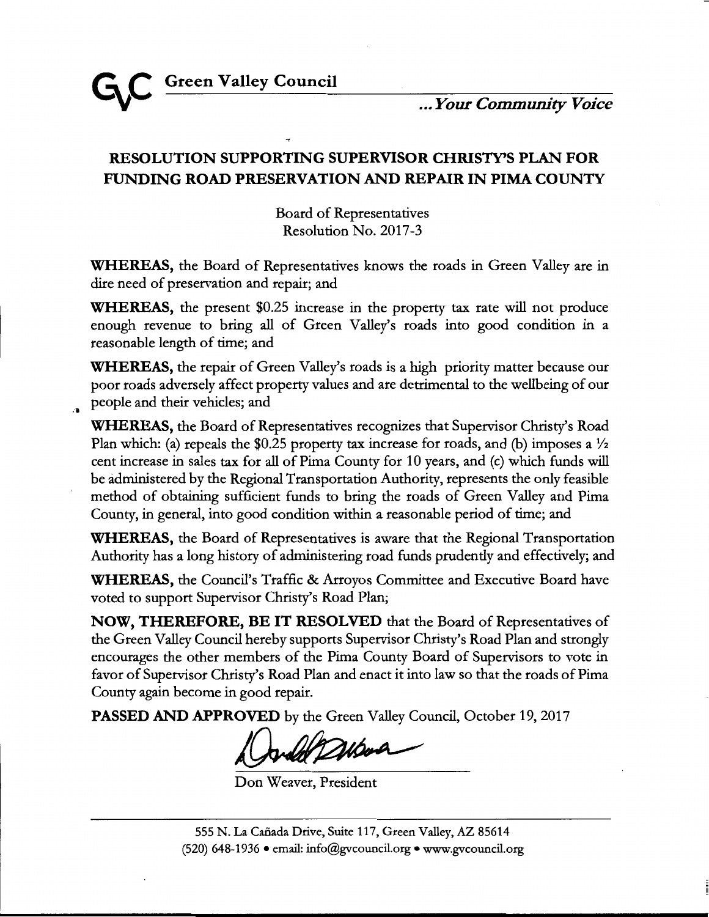**Green Valley Council**

***...Your Community Voice***

# RESOLUTION SUPPORTING SUPERVISOR CHRISTY'S PLAN FOR FUNDING ROAD PRESERVATION AND REPAIR IN PIMA COUNTY

Board of Representatives
Resolution No. 2017-3

**WHEREAS,** the Board of Representatives knows the roads in Green Valley are in dire need of preservation and repair; and

**WHEREAS,** the present $0.25 increase in the property tax rate will not produce enough revenue to bring all of Green Valley's roads into good condition in a reasonable length of time; and

**WHEREAS,** the repair of Green Valley's roads is a high priority matter because our poor roads adversely affect property values and are detrimental to the wellbeing of our people and their vehicles; and

**WHEREAS,** the Board of Representatives recognizes that Supervisor Christy's Road Plan which: (a) repeals the $0.25 property tax increase for roads, and (b) imposes a ½ cent increase in sales tax for all of Pima County for 10 years, and (c) which funds will be administered by the Regional Transportation Authority, represents the only feasible method of obtaining sufficient funds to bring the roads of Green Valley and Pima County, in general, into good condition within a reasonable period of time; and

**WHEREAS,** the Board of Representatives is aware that the Regional Transportation Authority has a long history of administering road funds prudently and effectively; and

**WHEREAS,** the Council's Traffic & Arroyos Committee and Executive Board have voted to support Supervisor Christy's Road Plan;

**NOW, THEREFORE, BE IT RESOLVED** that the Board of Representatives of the Green Valley Council hereby supports Supervisor Christy's Road Plan and strongly encourages the other members of the Pima County Board of Supervisors to vote in favor of Supervisor Christy's Road Plan and enact it into law so that the roads of Pima County again become in good repair.

**PASSED AND APPROVED** by the Green Valley Council, October 19, 2017

Don Weaver, President

555 N. La Cañada Drive, Suite 117, Green Valley, AZ 85614
(520) 648-1936 • email: info@gvcouncil.org • www.gvcouncil.org